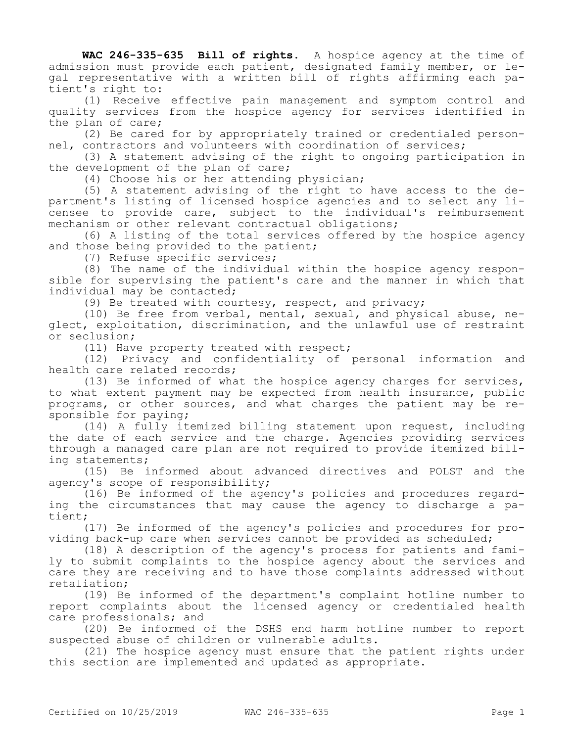**WAC 246-335-635 Bill of rights.** A hospice agency at the time of admission must provide each patient, designated family member, or legal representative with a written bill of rights affirming each patient's right to:

(1) Receive effective pain management and symptom control and quality services from the hospice agency for services identified in the plan of care;

(2) Be cared for by appropriately trained or credentialed personnel, contractors and volunteers with coordination of services;

(3) A statement advising of the right to ongoing participation in the development of the plan of care;

(4) Choose his or her attending physician;

(5) A statement advising of the right to have access to the department's listing of licensed hospice agencies and to select any licensee to provide care, subject to the individual's reimbursement mechanism or other relevant contractual obligations;

(6) A listing of the total services offered by the hospice agency and those being provided to the patient;

(7) Refuse specific services;

(8) The name of the individual within the hospice agency responsible for supervising the patient's care and the manner in which that individual may be contacted;

(9) Be treated with courtesy, respect, and privacy;

(10) Be free from verbal, mental, sexual, and physical abuse, neglect, exploitation, discrimination, and the unlawful use of restraint or seclusion;

(11) Have property treated with respect;

(12) Privacy and confidentiality of personal information and health care related records;

(13) Be informed of what the hospice agency charges for services, to what extent payment may be expected from health insurance, public programs, or other sources, and what charges the patient may be responsible for paying;

(14) A fully itemized billing statement upon request, including the date of each service and the charge. Agencies providing services through a managed care plan are not required to provide itemized billing statements;

(15) Be informed about advanced directives and POLST and the agency's scope of responsibility;

(16) Be informed of the agency's policies and procedures regarding the circumstances that may cause the agency to discharge a patient;

(17) Be informed of the agency's policies and procedures for providing back-up care when services cannot be provided as scheduled;

(18) A description of the agency's process for patients and family to submit complaints to the hospice agency about the services and care they are receiving and to have those complaints addressed without retaliation;

(19) Be informed of the department's complaint hotline number to report complaints about the licensed agency or credentialed health care professionals; and

(20) Be informed of the DSHS end harm hotline number to report suspected abuse of children or vulnerable adults.

(21) The hospice agency must ensure that the patient rights under this section are implemented and updated as appropriate.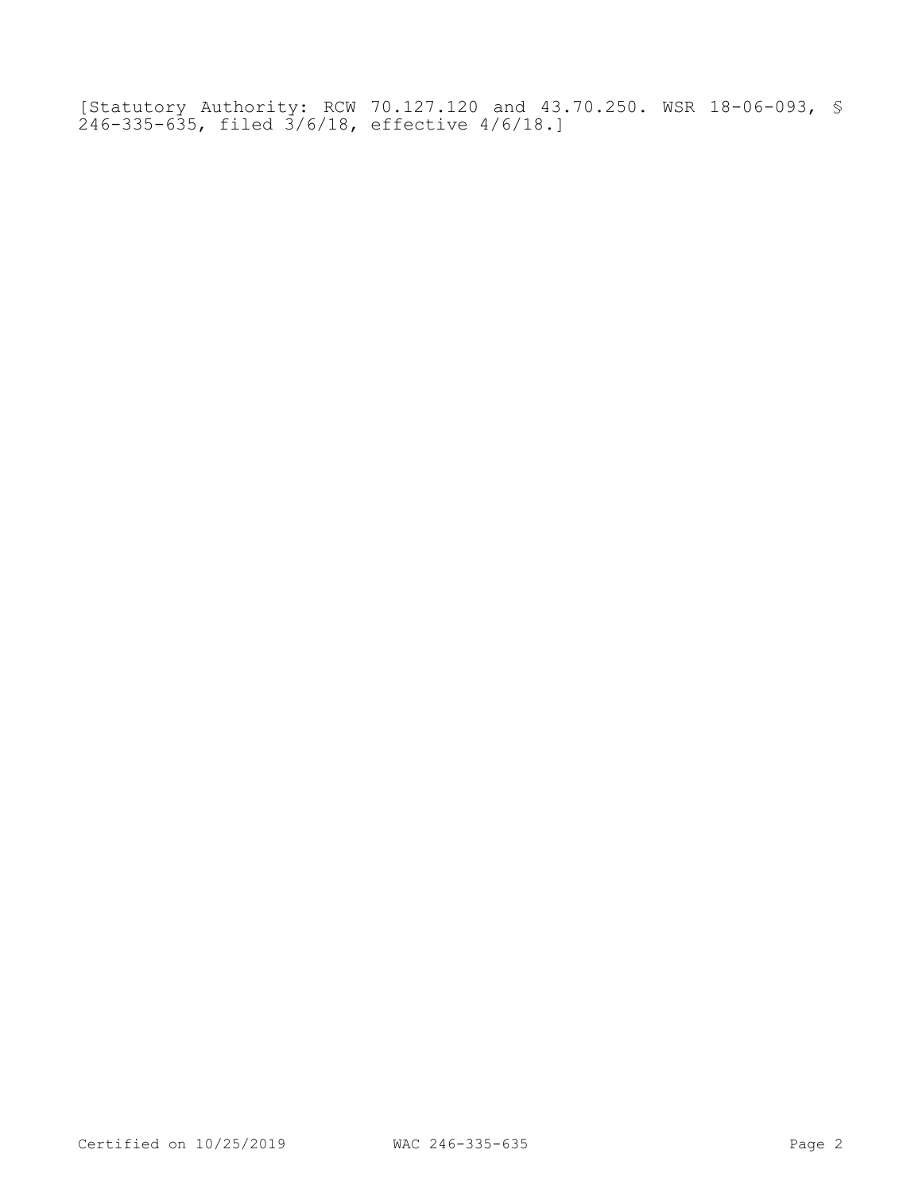[Statutory Authority: RCW 70.127.120 and 43.70.250. WSR 18-06-093, § 246-335-635, filed 3/6/18, effective 4/6/18.]